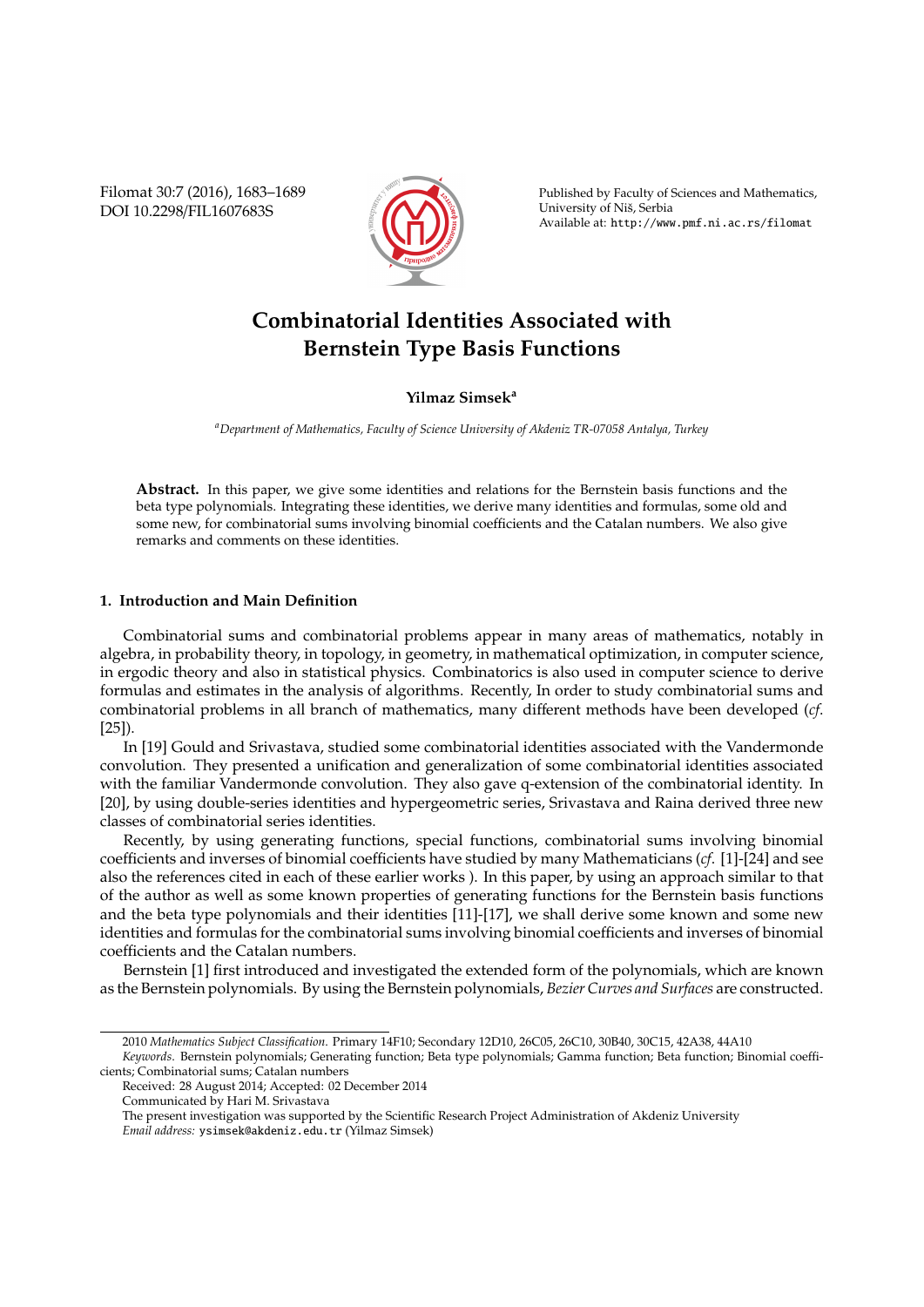# Combinatorial Identities Associated with Bernstein Type Basis Functions

**Yilmaz Simsek**[a]

[a]*Department of Mathematics, Faculty of Science University of Akdeniz TR-07058 Antalya, Turkey*

**Abstract.** In this paper, we give some identities and relations for the Bernstein basis functions and the beta type polynomials. Integrating these identities, we derive many identities and formulas, some old and some new, for combinatorial sums involving binomial coefficients and the Catalan numbers. We also give remarks and comments on these identities.

## 1. Introduction and Main Definition

Combinatorial sums and combinatorial problems appear in many areas of mathematics, notably in algebra, in probability theory, in topology, in geometry, in mathematical optimization, in computer science, in ergodic theory and also in statistical physics. Combinatorics is also used in computer science to derive formulas and estimates in the analysis of algorithms. Recently, In order to study combinatorial sums and combinatorial problems in all branch of mathematics, many different methods have been developed (*cf.* [25]).

In [19] Gould and Srivastava, studied some combinatorial identities associated with the Vandermonde convolution. They presented a unification and generalization of some combinatorial identities associated with the familiar Vandermonde convolution. They also gave q-extension of the combinatorial identity. In [20], by using double-series identities and hypergeometric series, Srivastava and Raina derived three new classes of combinatorial series identities.

Recently, by using generating functions, special functions, combinatorial sums involving binomial coefficients and inverses of binomial coefficients have studied by many Mathematicians (*cf.* [1]-[24] and see also the references cited in each of these earlier works ). In this paper, by using an approach similar to that of the author as well as some known properties of generating functions for the Bernstein basis functions and the beta type polynomials and their identities [11]-[17], we shall derive some known and some new identities and formulas for the combinatorial sums involving binomial coefficients and inverses of binomial coefficients and the Catalan numbers.

Bernstein [1] first introduced and investigated the extended form of the polynomials, which are known as the Bernstein polynomials. By using the Bernstein polynomials, *Bezier Curves and Surfaces* are constructed.

---

2010 *Mathematics Subject Classification*. Primary 14F10; Secondary 12D10, 26C05, 26C10, 30B40, 30C15, 42A38, 44A10

*Keywords*. Bernstein polynomials; Generating function; Beta type polynomials; Gamma function; Beta function; Binomial coefficients; Combinatorial sums; Catalan numbers

Received: 28 August 2014; Accepted: 02 December 2014

Communicated by Hari M. Srivastava

The present investigation was supported by the Scientific Research Project Administration of Akdeniz University

*Email address:* ysimsek@akdeniz.edu.tr (Yilmaz Simsek)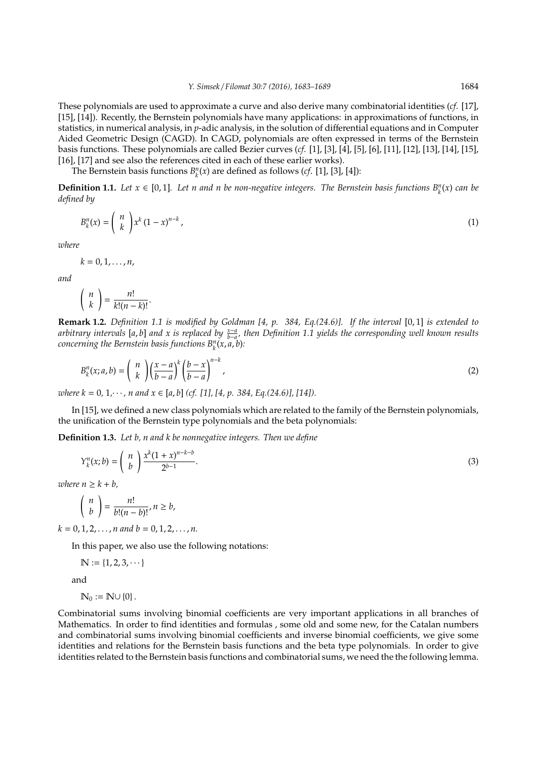These polynomials are used to approximate a curve and also derive many combinatorial identities (*cf.* [17], [15], [14]). Recently, the Bernstein polynomials have many applications: in approximations of functions, in statistics, in numerical analysis, in $p$-adic analysis, in the solution of differential equations and in Computer Aided Geometric Design (CAGD). In CAGD, polynomials are often expressed in terms of the Bernstein basis functions. These polynomials are called Bezier curves (*cf.* [1], [3], [4], [5], [6], [11], [12], [13], [14], [15], [16], [17] and see also the references cited in each of these earlier works).

The Bernstein basis functions $B_k^n(x)$ are defined as follows (*cf.* [1], [3], [4]):

**Definition 1.1.** *Let $x \in [0,1]$. Let $n$ and $n$ be non-negative integers. The Bernstein basis functions $B_k^n(x)$ can be defined by*

$$B_k^n(x) = \binom{n}{k} x^k (1-x)^{n-k}, \tag{1}$$

*where*

$$k = 0, 1, \ldots, n,$$

*and*

$$\binom{n}{k} = \frac{n!}{k!(n-k)!}.$$

**Remark 1.2.** *Definition 1.1 is modified by Goldman [4, p. 384, Eq.(24.6)]. If the interval $[0,1]$ is extended to arbitrary intervals $[a,b]$ and $x$ is replaced by $\frac{x-a}{b-a}$, then Definition 1.1 yields the corresponding well known results concerning the Bernstein basis functions $B_k^n(x, a, b)$:*

$$B_k^n(x; a, b) = \binom{n}{k} \left(\frac{x-a}{b-a}\right)^k \left(\frac{b-x}{b-a}\right)^{n-k}, \tag{2}$$

*where $k = 0, 1, \cdots, n$ and $x \in [a,b]$ (cf. [1], [4, p. 384, Eq.(24.6)], [14]).*

In [15], we defined a new class polynomials which are related to the family of the Bernstein polynomials, the unification of the Bernstein type polynomials and the beta polynomials:

**Definition 1.3.** *Let $b$, $n$ and $k$ be nonnegative integers. Then we define*

$$Y_k^n(x; b) = \binom{n}{b} \frac{x^k (1+x)^{n-k-b}}{2^{b-1}}. \tag{3}$$

*where $n \geq k + b$,*

$$\binom{n}{b} = \frac{n!}{b!(n-b)!}, n \geq b,$$

*$k = 0, 1, 2, \ldots, n$ and $b = 0, 1, 2, \ldots, n$.*

In this paper, we also use the following notations:

$$\mathbb{N} := \{1, 2, 3, \cdots\}$$

and

$$\mathbb{N}_0 := \mathbb{N} \cup \{0\}.$$

Combinatorial sums involving binomial coefficients are very important applications in all branches of Mathematics. In order to find identities and formulas , some old and some new, for the Catalan numbers and combinatorial sums involving binomial coefficients and inverse binomial coefficients, we give some identities and relations for the Bernstein basis functions and the beta type polynomials. In order to give identities related to the Bernstein basis functions and combinatorial sums, we need the the following lemma.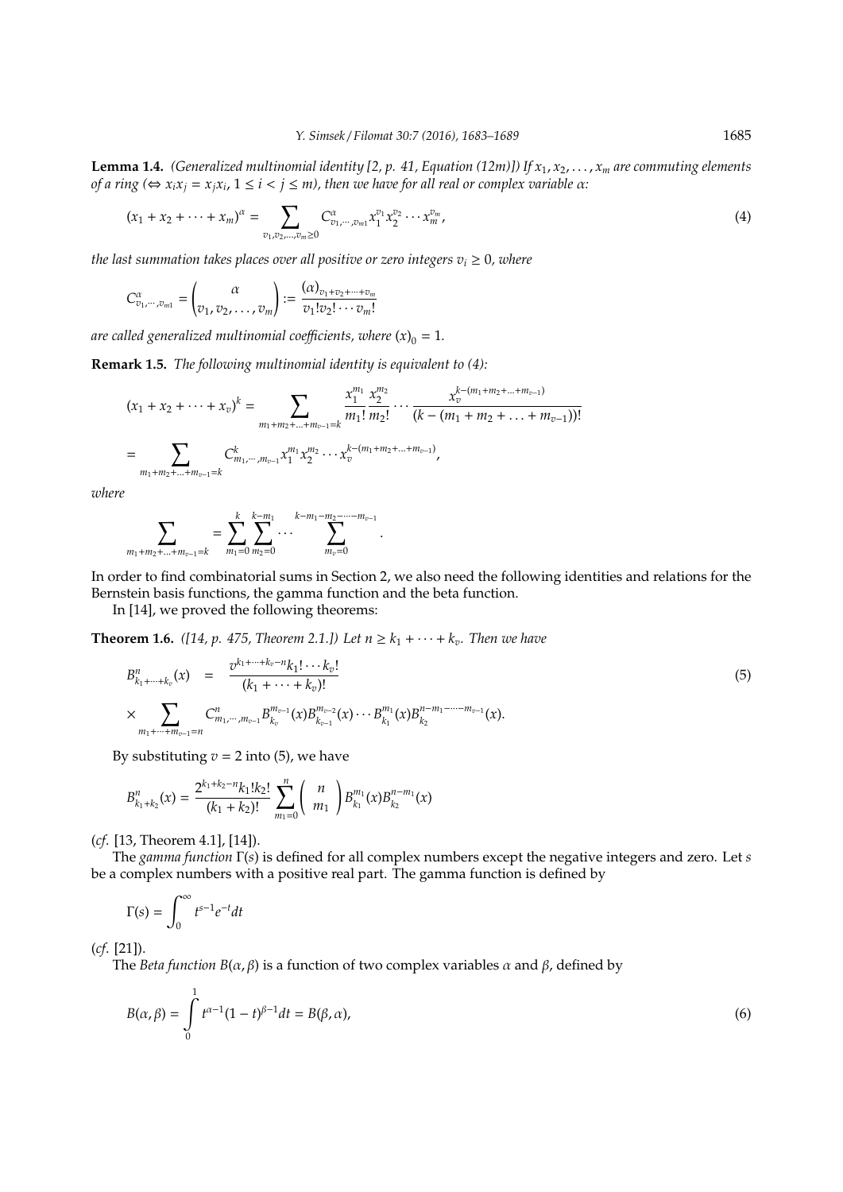**Lemma 1.4.** *(Generalized multinomial identity [2, p. 41, Equation (12m)]) If $x_1, x_2, \ldots, x_m$ are commuting elements of a ring ($\Leftrightarrow x_i x_j = x_j x_i$, $1 \leq i < j \leq m$), then we have for all real or complex variable $\alpha$:*

$$(x_1 + x_2 + \cdots + x_m)^{\alpha} = \sum_{v_1, v_2, \ldots, v_m \geq 0} C^{\alpha}_{v_1, \cdots, v_{m1}} x_1^{v_1} x_2^{v_2} \cdots x_m^{v_m}, \tag{4}$$

*the last summation takes places over all positive or zero integers $v_i \geq 0$, where*

$$C^{\alpha}_{v_1, \cdots, v_{m1}} = \binom{\alpha}{v_1, v_2, \ldots, v_m} := \frac{(\alpha)_{v_1 + v_2 + \cdots + v_m}}{v_1! v_2! \cdots v_m!}$$

*are called generalized multinomial coefficients, where $(x)_0 = 1$.*

**Remark 1.5.** *The following multinomial identity is equivalent to (4):*

$$\begin{aligned}(x_1 + x_2 + \cdots + x_v)^k &= \sum_{m_1 + m_2 + \ldots + m_{v-1} = k} \frac{x_1^{m_1}}{m_1!} \frac{x_2^{m_2}}{m_2!} \cdots \frac{x_v^{k-(m_1+m_2+\ldots+m_{v-1})}}{(k - (m_1 + m_2 + \ldots + m_{v-1}))!} \\ &= \sum_{m_1 + m_2 + \ldots + m_{v-1} = k} C^k_{m_1, \cdots, m_{v-1}} x_1^{m_1} x_2^{m_2} \cdots x_v^{k-(m_1+m_2+\ldots+m_{v-1})},\end{aligned}$$

*where*

$$\sum_{m_1 + m_2 + \ldots + m_{v-1} = k} = \sum_{m_1=0}^{k} \sum_{m_2=0}^{k-m_1} \cdots \sum_{m_v=0}^{k-m_1-m_2-\cdots-m_{v-1}}.$$

In order to find combinatorial sums in Section 2, we also need the following identities and relations for the Bernstein basis functions, the gamma function and the beta function.

In [14], we proved the following theorems:

**Theorem 1.6.** *([14, p. 475, Theorem 2.1.]) Let $n \geq k_1 + \cdots + k_v$. Then we have*

$$\begin{aligned}B^n_{k_1+\cdots+k_v}(x) &= \frac{v^{k_1+\cdots+k_v-n} k_1! \cdots k_v!}{(k_1 + \cdots + k_v)!} \\ &\times \sum_{m_1+\cdots+m_{v-1}=n} C^n_{m_1, \cdots, m_{v-1}} B^{m_{v-1}}_{k_v}(x) B^{m_{v-2}}_{k_{v-1}}(x) \cdots B^{m_1}_{k_1}(x) B^{n-m_1-\cdots-m_{v-1}}_{k_2}(x).\end{aligned} \tag{5}$$

By substituting $v = 2$ into (5), we have

$$B^n_{k_1+k_2}(x) = \frac{2^{k_1+k_2-n} k_1! k_2!}{(k_1 + k_2)!} \sum_{m_1=0}^{n} \binom{n}{m_1} B^{m_1}_{k_1}(x) B^{n-m_1}_{k_2}(x)$$

(*cf.* [13, Theorem 4.1], [14]).

The *gamma function* $\Gamma(s)$ is defined for all complex numbers except the negative integers and zero. Let $s$ be a complex numbers with a positive real part. The gamma function is defined by

$$\Gamma(s) = \int_0^{\infty} t^{s-1} e^{-t} dt$$

(*cf.* [21]).

The *Beta function* $B(\alpha, \beta)$ is a function of two complex variables $\alpha$ and $\beta$, defined by

$$B(\alpha, \beta) = \int_0^1 t^{\alpha-1} (1 - t)^{\beta-1} dt = B(\beta, \alpha), \tag{6}$$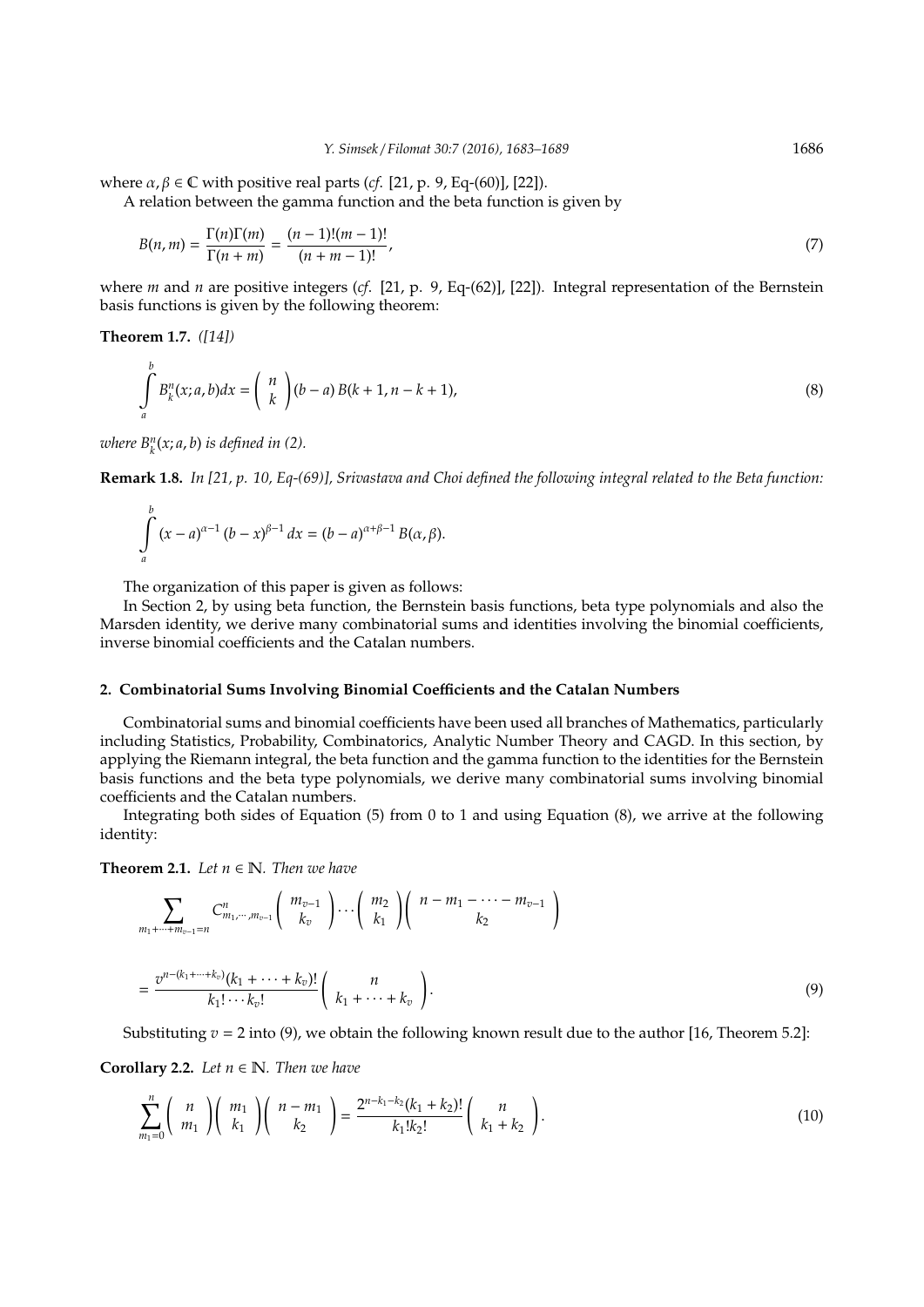where $\alpha, \beta \in \mathbb{C}$ with positive real parts (*cf.* [21, p. 9, Eq-(60)], [22]).

A relation between the gamma function and the beta function is given by

$$B(n, m) = \frac{\Gamma(n)\Gamma(m)}{\Gamma(n+m)} = \frac{(n-1)!(m-1)!}{(n+m-1)!}, \tag{7}$$

where $m$ and $n$ are positive integers (*cf.* [21, p. 9, Eq-(62)], [22]). Integral representation of the Bernstein basis functions is given by the following theorem:

**Theorem 1.7.** *([14])*

$$\int_a^b B_k^n(x; a, b)dx = \binom{n}{k}(b-a)\, B(k+1, n-k+1), \tag{8}$$

*where $B_k^n(x; a, b)$ is defined in (2).*

**Remark 1.8.** *In [21, p. 10, Eq-(69)], Srivastava and Choi defined the following integral related to the Beta function:*

$$\int_a^b (x-a)^{\alpha-1}(b-x)^{\beta-1}\, dx = (b-a)^{\alpha+\beta-1}\, B(\alpha, \beta).$$

The organization of this paper is given as follows:

In Section 2, by using beta function, the Bernstein basis functions, beta type polynomials and also the Marsden identity, we derive many combinatorial sums and identities involving the binomial coefficients, inverse binomial coefficients and the Catalan numbers.

## 2. Combinatorial Sums Involving Binomial Coefficients and the Catalan Numbers

Combinatorial sums and binomial coefficients have been used all branches of Mathematics, particularly including Statistics, Probability, Combinatorics, Analytic Number Theory and CAGD. In this section, by applying the Riemann integral, the beta function and the gamma function to the identities for the Bernstein basis functions and the beta type polynomials, we derive many combinatorial sums involving binomial coefficients and the Catalan numbers.

Integrating both sides of Equation (5) from 0 to 1 and using Equation (8), we arrive at the following identity:

**Theorem 2.1.** *Let $n \in \mathbb{N}$. Then we have*

$$\sum_{m_1+\cdots+m_{v-1}=n} C^n_{m_1,\cdots,m_{v-1}} \binom{m_{v-1}}{k_v} \cdots \binom{m_2}{k_1} \binom{n-m_1-\cdots-m_{v-1}}{k_2}$$

$$= \frac{v^{n-(k_1+\cdots+k_v)}(k_1+\cdots+k_v)!}{k_1!\cdots k_v!} \binom{n}{k_1+\cdots+k_v}. \tag{9}$$

Substituting $v = 2$ into (9), we obtain the following known result due to the author [16, Theorem 5.2]:

**Corollary 2.2.** *Let $n \in \mathbb{N}$. Then we have*

$$\sum_{m_1=0}^{n} \binom{n}{m_1}\binom{m_1}{k_1}\binom{n-m_1}{k_2} = \frac{2^{n-k_1-k_2}(k_1+k_2)!}{k_1!k_2!}\binom{n}{k_1+k_2}. \tag{10}$$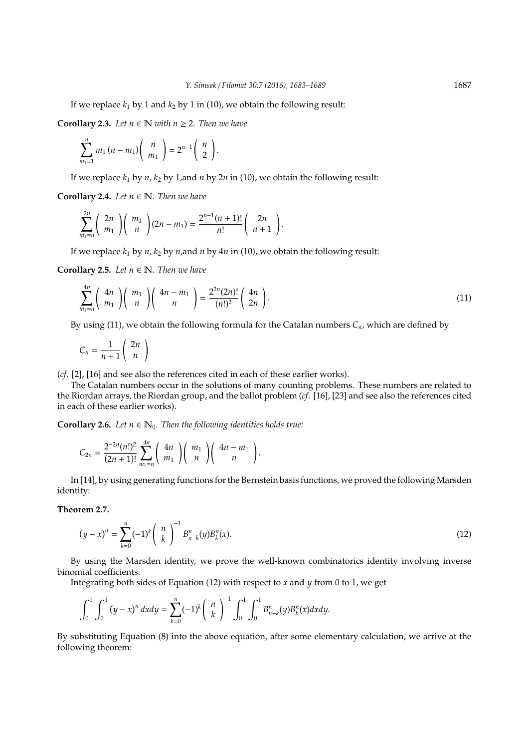If we replace $k_1$ by 1 and $k_2$ by 1 in (10), we obtain the following result:

**Corollary 2.3.** *Let $n \in \mathbb{N}$ with $n \geq 2$. Then we have*

$$\sum_{m_1=1}^{n} m_1 (n - m_1) \binom{n}{m_1} = 2^{n-1} \binom{n}{2}.$$

If we replace $k_1$ by $n$, $k_2$ by 1,and $n$ by $2n$ in (10), we obtain the following result:

**Corollary 2.4.** *Let $n \in \mathbb{N}$. Then we have*

$$\sum_{m_1=n}^{2n} \binom{2n}{m_1} \binom{m_1}{n} (2n - m_1) = \frac{2^{n-1}(n+1)!}{n!} \binom{2n}{n+1}.$$

If we replace $k_1$ by $n$, $k_2$ by $n$,and $n$ by $4n$ in (10), we obtain the following result:

**Corollary 2.5.** *Let $n \in \mathbb{N}$. Then we have*

$$\sum_{m_1=n}^{4n} \binom{4n}{m_1} \binom{m_1}{n} \binom{4n - m_1}{n} = \frac{2^{2n}(2n)!}{(n!)^2} \binom{4n}{2n}. \tag{11}$$

By using (11), we obtain the following formula for the Catalan numbers $C_n$, which are defined by

$$C_n = \frac{1}{n+1} \binom{2n}{n}$$

(*cf.* [2], [16] and see also the references cited in each of these earlier works).

The Catalan numbers occur in the solutions of many counting problems. These numbers are related to the Riordan arrays, the Riordan group, and the ballot problem (*cf.* [16], [23] and see also the references cited in each of these earlier works).

**Corollary 2.6.** *Let $n \in \mathbb{N}_0$. Then the following identities holds true:*

$$C_{2n} = \frac{2^{-2n}(n!)^2}{(2n+1)!} \sum_{m_1=n}^{4n} \binom{4n}{m_1} \binom{m_1}{n} \binom{4n - m_1}{n}.$$

In [14], by using generating functions for the Bernstein basis functions, we proved the following Marsden identity:

**Theorem 2.7.**

$$(y - x)^n = \sum_{k=0}^{n} (-1)^k \binom{n}{k}^{-1} B_{n-k}^n(y) B_k^n(x). \tag{12}$$

By using the Marsden identity, we prove the well-known combinatorics identity involving inverse binomial coefficients.

Integrating both sides of Equation (12) with respect to $x$ and $y$ from 0 to 1, we get

$$\int_0^1 \int_0^1 (y - x)^n \, dx dy = \sum_{k=0}^{n} (-1)^k \binom{n}{k}^{-1} \int_0^1 \int_0^1 B_{n-k}^n(y) B_k^n(x) dx dy.$$

By substituting Equation (8) into the above equation, after some elementary calculation, we arrive at the following theorem: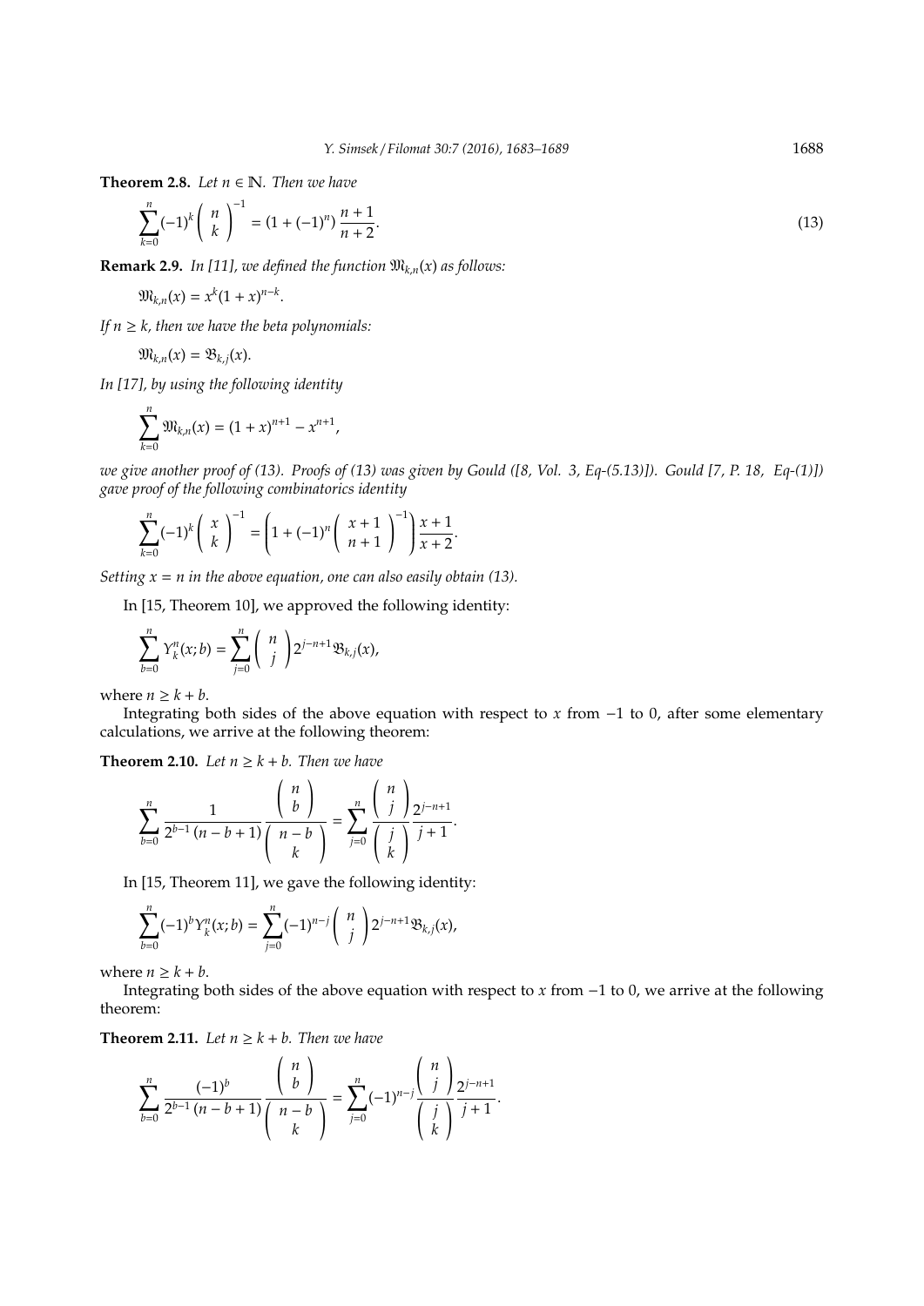**Theorem 2.8.** *Let $n \in \mathbb{N}$. Then we have*

$$\sum_{k=0}^{n}(-1)^{k}\binom{n}{k}^{-1}=(1+(-1)^{n})\frac{n+1}{n+2}. \tag{13}$$

**Remark 2.9.** *In [11], we defined the function $\mathfrak{M}_{k,n}(x)$ as follows:*

$$\mathfrak{M}_{k,n}(x)=x^{k}(1+x)^{n-k}.$$

*If $n \geq k$, then we have the beta polynomials:*

$$\mathfrak{M}_{k,n}(x)=\mathfrak{B}_{k,j}(x).$$

*In [17], by using the following identity*

$$\sum_{k=0}^{n}\mathfrak{M}_{k,n}(x)=(1+x)^{n+1}-x^{n+1},$$

*we give another proof of (13). Proofs of (13) was given by Gould ([8, Vol. 3, Eq-(5.13)]). Gould [7, P. 18, Eq-(1)]) gave proof of the following combinatorics identity*

$$\sum_{k=0}^{n}(-1)^{k}\binom{x}{k}^{-1}=\left(1+(-1)^{n}\binom{x+1}{n+1}^{-1}\right)\frac{x+1}{x+2}.$$

*Setting $x=n$ in the above equation, one can also easily obtain (13).*

In [15, Theorem 10], we approved the following identity:

$$\sum_{b=0}^{n}Y_{k}^{n}(x;b)=\sum_{j=0}^{n}\binom{n}{j}2^{j-n+1}\mathfrak{B}_{k,j}(x),$$

where $n \geq k+b$.

Integrating both sides of the above equation with respect to $x$ from $-1$ to $0$, after some elementary calculations, we arrive at the following theorem:

**Theorem 2.10.** *Let $n \geq k+b$. Then we have*

$$\sum_{b=0}^{n}\frac{1}{2^{b-1}(n-b+1)}\frac{\binom{n}{b}}{\binom{n-b}{k}}=\sum_{j=0}^{n}\frac{\binom{n}{j}}{\binom{j}{k}}\frac{2^{j-n+1}}{j+1}.$$

In [15, Theorem 11], we gave the following identity:

$$\sum_{b=0}^{n}(-1)^{b}Y_{k}^{n}(x;b)=\sum_{j=0}^{n}(-1)^{n-j}\binom{n}{j}2^{j-n+1}\mathfrak{B}_{k,j}(x),$$

where $n \geq k+b$.

Integrating both sides of the above equation with respect to $x$ from $-1$ to $0$, we arrive at the following theorem:

**Theorem 2.11.** *Let $n \geq k+b$. Then we have*

$$\sum_{b=0}^{n}\frac{(-1)^{b}}{2^{b-1}(n-b+1)}\frac{\binom{n}{b}}{\binom{n-b}{k}}=\sum_{j=0}^{n}(-1)^{n-j}\frac{\binom{n}{j}}{\binom{j}{k}}\frac{2^{j-n+1}}{j+1}.$$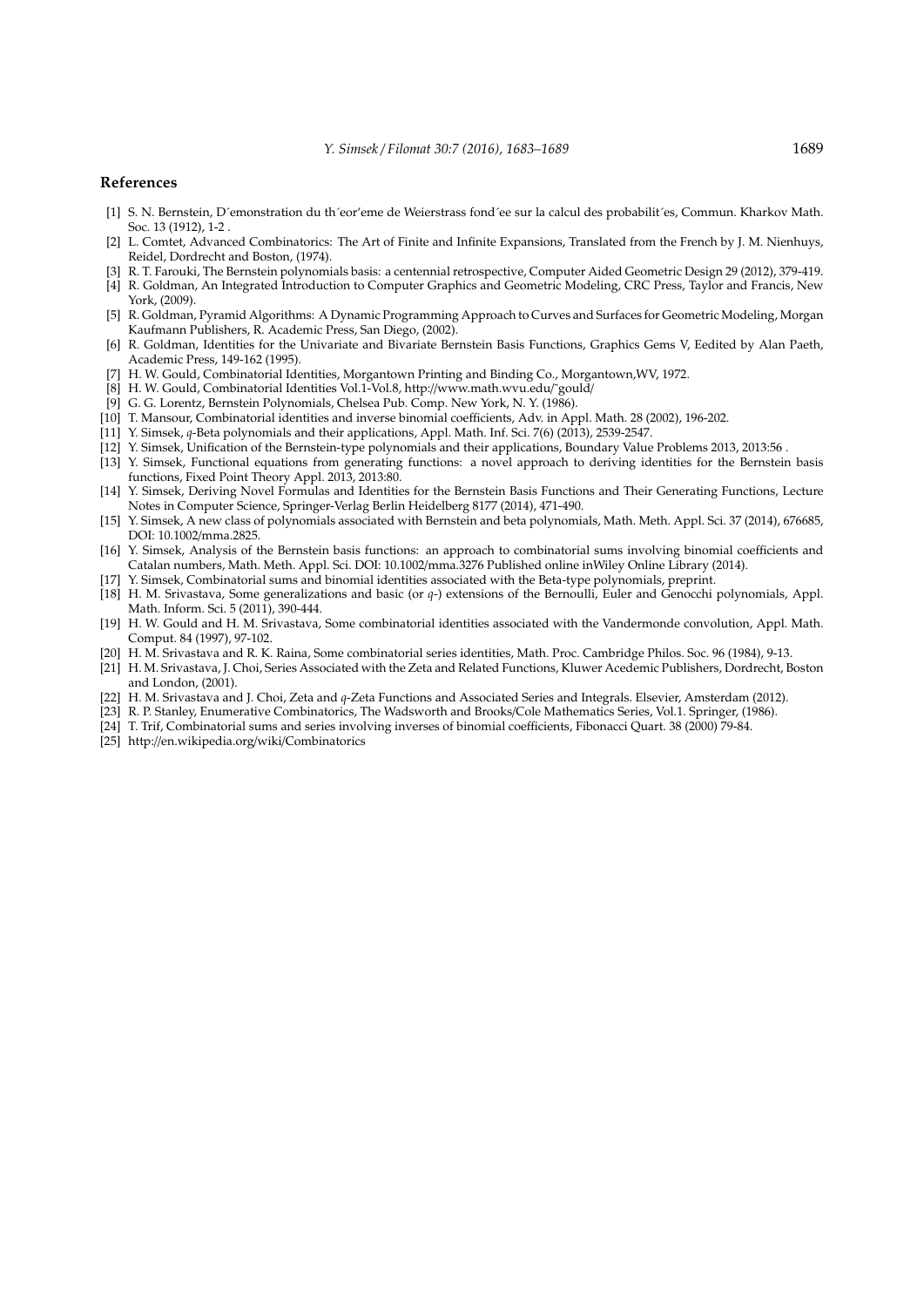## References

[1] S. N. Bernstein, D´emonstration du th´eor'eme de Weierstrass fond´ee sur la calcul des probabilit´es, Commun. Kharkov Math. Soc. 13 (1912), 1-2 .

[2] L. Comtet, Advanced Combinatorics: The Art of Finite and Infinite Expansions, Translated from the French by J. M. Nienhuys, Reidel, Dordrecht and Boston, (1974).

[3] R. T. Farouki, The Bernstein polynomials basis: a centennial retrospective, Computer Aided Geometric Design 29 (2012), 379-419.

[4] R. Goldman, An Integrated Introduction to Computer Graphics and Geometric Modeling, CRC Press, Taylor and Francis, New York, (2009).

[5] R. Goldman, Pyramid Algorithms: A Dynamic Programming Approach to Curves and Surfaces for Geometric Modeling, Morgan Kaufmann Publishers, R. Academic Press, San Diego, (2002).

[6] R. Goldman, Identities for the Univariate and Bivariate Bernstein Basis Functions, Graphics Gems V, Eedited by Alan Paeth, Academic Press, 149-162 (1995).

[7] H. W. Gould, Combinatorial Identities, Morgantown Printing and Binding Co., Morgantown,WV, 1972.

[8] H. W. Gould, Combinatorial Identities Vol.1-Vol.8, http://www.math.wvu.edu/˜gould/

[9] G. G. Lorentz, Bernstein Polynomials, Chelsea Pub. Comp. New York, N. Y. (1986).

[10] T. Mansour, Combinatorial identities and inverse binomial coefficients, Adv. in Appl. Math. 28 (2002), 196-202.

[11] Y. Simsek, $q$-Beta polynomials and their applications, Appl. Math. Inf. Sci. 7(6) (2013), 2539-2547.

[12] Y. Simsek, Unification of the Bernstein-type polynomials and their applications, Boundary Value Problems 2013, 2013:56 .

[13] Y. Simsek, Functional equations from generating functions: a novel approach to deriving identities for the Bernstein basis functions, Fixed Point Theory Appl. 2013, 2013:80.

[14] Y. Simsek, Deriving Novel Formulas and Identities for the Bernstein Basis Functions and Their Generating Functions, Lecture Notes in Computer Science, Springer-Verlag Berlin Heidelberg 8177 (2014), 471-490.

[15] Y. Simsek, A new class of polynomials associated with Bernstein and beta polynomials, Math. Meth. Appl. Sci. 37 (2014), 676685, DOI: 10.1002/mma.2825.

[16] Y. Simsek, Analysis of the Bernstein basis functions: an approach to combinatorial sums involving binomial coefficients and Catalan numbers, Math. Meth. Appl. Sci. DOI: 10.1002/mma.3276 Published online inWiley Online Library (2014).

[17] Y. Simsek, Combinatorial sums and binomial identities associated with the Beta-type polynomials, preprint.

[18] H. M. Srivastava, Some generalizations and basic (or $q$-) extensions of the Bernoulli, Euler and Genocchi polynomials, Appl. Math. Inform. Sci. 5 (2011), 390-444.

[19] H. W. Gould and H. M. Srivastava, Some combinatorial identities associated with the Vandermonde convolution, Appl. Math. Comput. 84 (1997), 97-102.

[20] H. M. Srivastava and R. K. Raina, Some combinatorial series identities, Math. Proc. Cambridge Philos. Soc. 96 (1984), 9-13.

[21] H. M. Srivastava, J. Choi, Series Associated with the Zeta and Related Functions, Kluwer Acedemic Publishers, Dordrecht, Boston and London, (2001).

[22] H. M. Srivastava and J. Choi, Zeta and $q$-Zeta Functions and Associated Series and Integrals. Elsevier, Amsterdam (2012).

[23] R. P. Stanley, Enumerative Combinatorics, The Wadsworth and Brooks/Cole Mathematics Series, Vol.1. Springer, (1986).

[24] T. Trif, Combinatorial sums and series involving inverses of binomial coefficients, Fibonacci Quart. 38 (2000) 79-84.

[25] http://en.wikipedia.org/wiki/Combinatorics